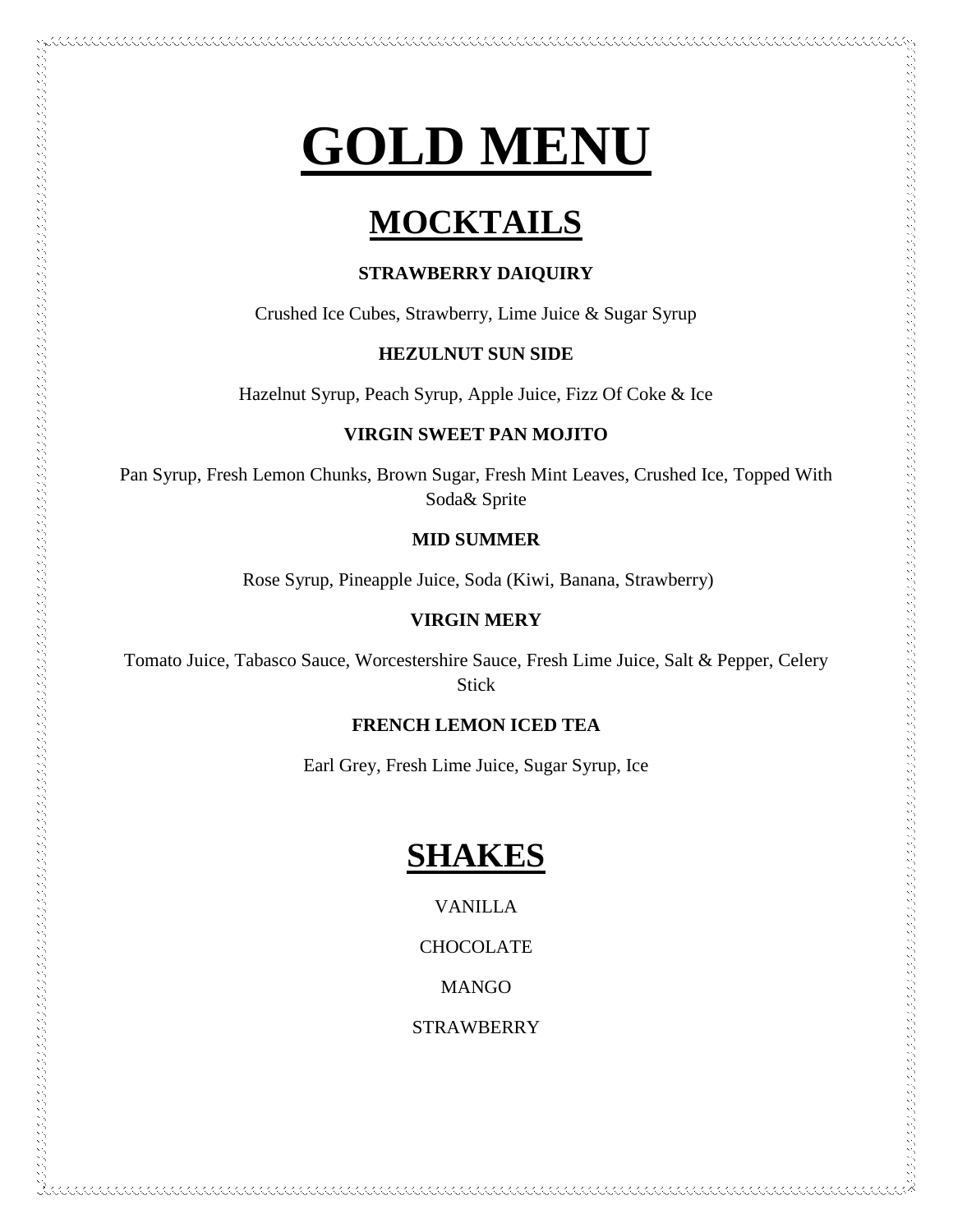# GOLD MENU

## MOCKTAILS

**STRAWBERRY DAIQUIRY**

Crushed Ice Cubes, Strawberry, Lime Juice & Sugar Syrup

**HEZULNUT SUN SIDE**

Hazelnut Syrup, Peach Syrup, Apple Juice, Fizz Of Coke & Ice

**VIRGIN SWEET PAN MOJITO**

Pan Syrup, Fresh Lemon Chunks, Brown Sugar, Fresh Mint Leaves, Crushed Ice, Topped With Soda& Sprite

**MID SUMMER**

Rose Syrup, Pineapple Juice, Soda (Kiwi, Banana, Strawberry)

**VIRGIN MERY**

Tomato Juice, Tabasco Sauce, Worcestershire Sauce, Fresh Lime Juice, Salt & Pepper, Celery Stick

**FRENCH LEMON ICED TEA**

Earl Grey, Fresh Lime Juice, Sugar Syrup, Ice

## SHAKES

VANILLA

CHOCOLATE

MANGO

STRAWBERRY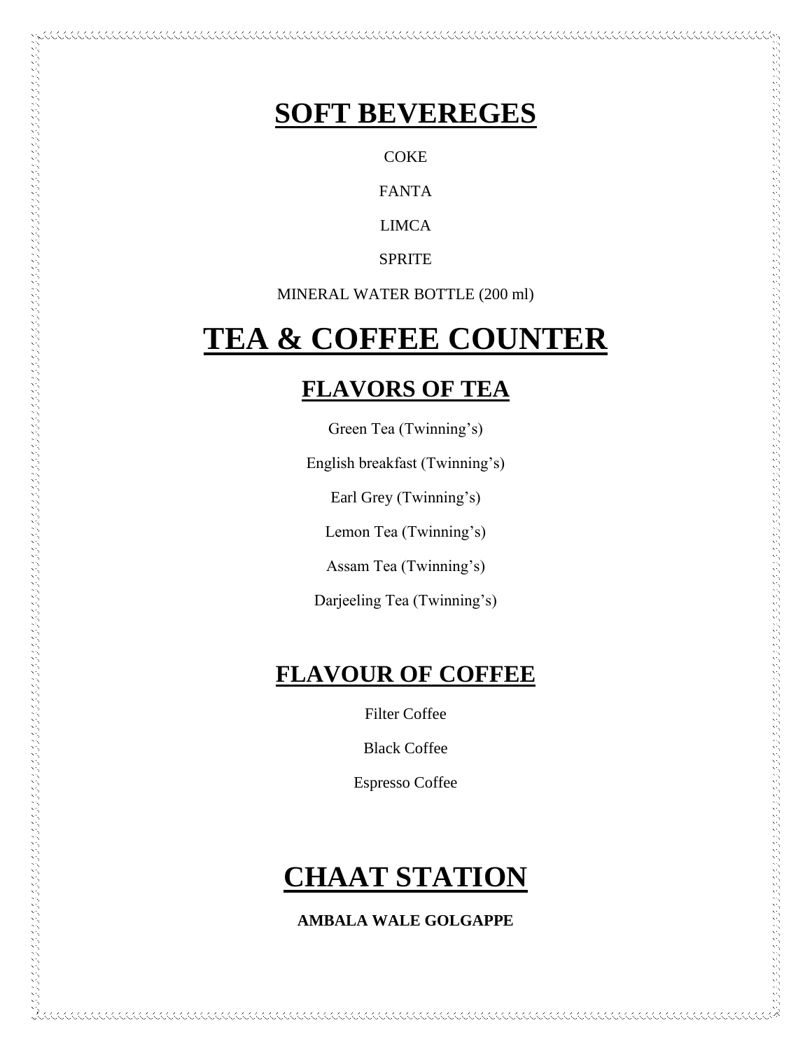## SOFT BEVEREGES

COKE

FANTA

LIMCA

SPRITE

MINERAL WATER BOTTLE (200 ml)

# TEA & COFFEE COUNTER

## FLAVORS OF TEA

Green Tea (Twinning's)

English breakfast (Twinning's)

Earl Grey (Twinning's)

Lemon Tea (Twinning's)

Assam Tea (Twinning's)

Darjeeling Tea (Twinning's)

## FLAVOUR OF COFFEE

Filter Coffee

Black Coffee

Espresso Coffee

# CHAAT STATION

**AMBALA WALE GOLGAPPE**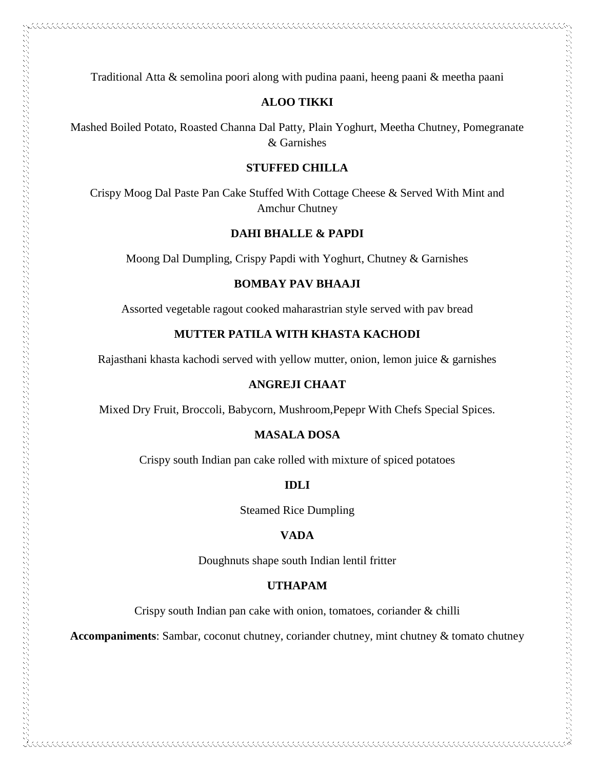Traditional Atta & semolina poori along with pudina paani, heeng paani & meetha paani

**ALOO TIKKI**

Mashed Boiled Potato, Roasted Channa Dal Patty, Plain Yoghurt, Meetha Chutney, Pomegranate & Garnishes

**STUFFED CHILLA**

Crispy Moog Dal Paste Pan Cake Stuffed With Cottage Cheese & Served With Mint and Amchur Chutney

**DAHI BHALLE & PAPDI**

Moong Dal Dumpling, Crispy Papdi with Yoghurt, Chutney & Garnishes

**BOMBAY PAV BHAAJI**

Assorted vegetable ragout cooked maharastrian style served with pav bread

**MUTTER PATILA WITH KHASTA KACHODI**

Rajasthani khasta kachodi served with yellow mutter, onion, lemon juice & garnishes

**ANGREJI CHAAT**

Mixed Dry Fruit, Broccoli, Babycorn, Mushroom,Pepepr With Chefs Special Spices.

**MASALA DOSA**

Crispy south Indian pan cake rolled with mixture of spiced potatoes

**IDLI**

Steamed Rice Dumpling

**VADA**

Doughnuts shape south Indian lentil fritter

**UTHAPAM**

Crispy south Indian pan cake with onion, tomatoes, coriander & chilli

**Accompaniments**: Sambar, coconut chutney, coriander chutney, mint chutney & tomato chutney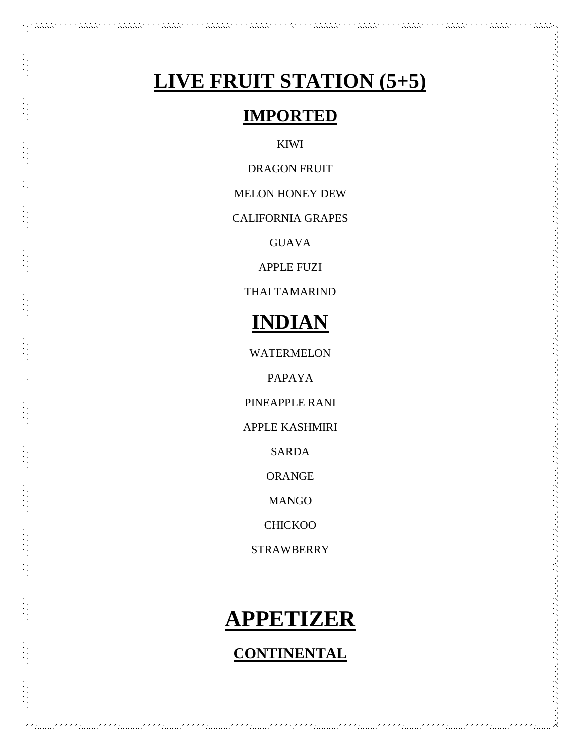# LIVE FRUIT STATION (5+5)

## IMPORTED

KIWI

DRAGON FRUIT

MELON HONEY DEW

CALIFORNIA GRAPES

GUAVA

APPLE FUZI

THAI TAMARIND

## INDIAN

WATERMELON

PAPAYA

PINEAPPLE RANI

APPLE KASHMIRI

SARDA

ORANGE

MANGO

CHICKOO

STRAWBERRY

# APPETIZER

## CONTINENTAL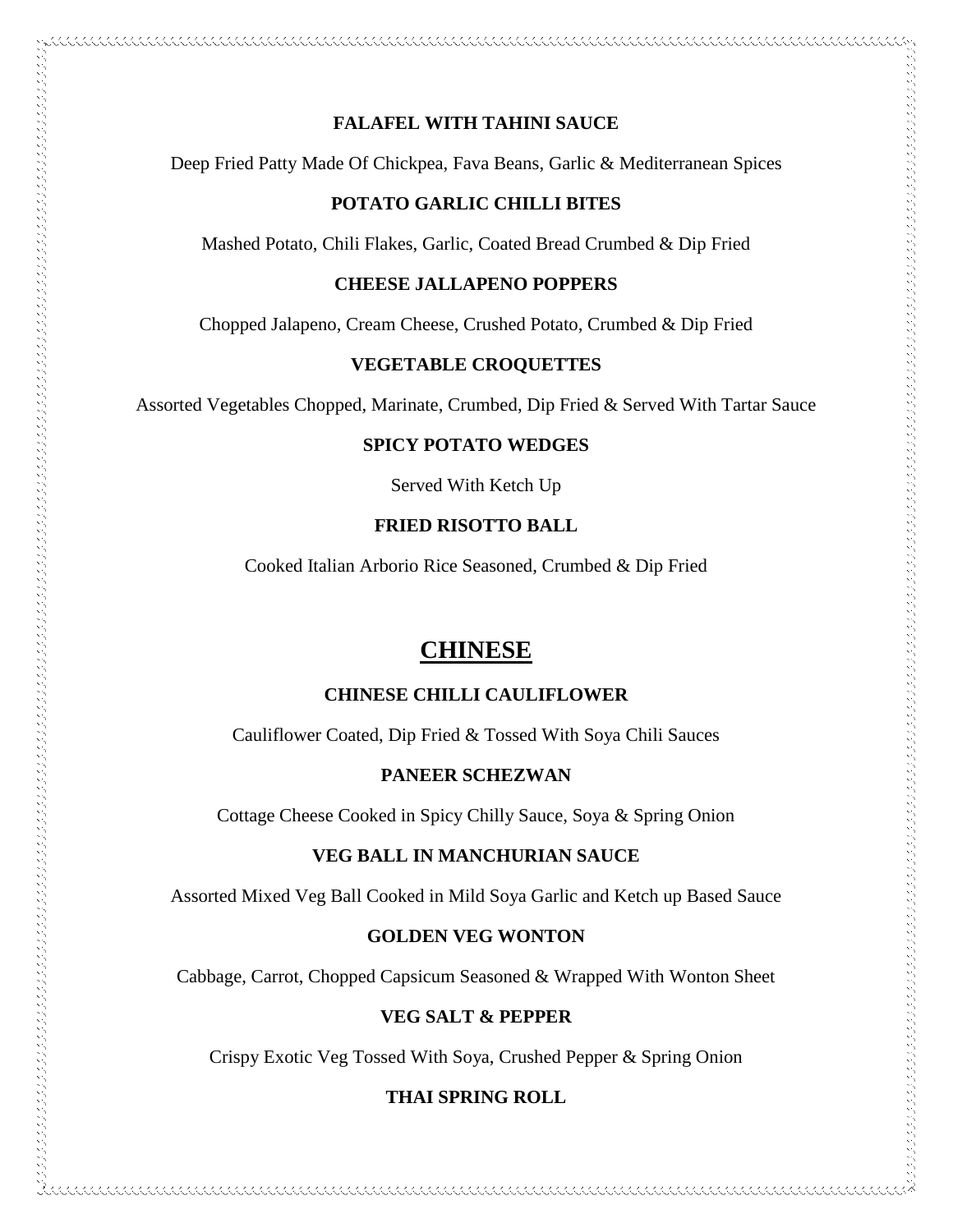**FALAFEL WITH TAHINI SAUCE**

Deep Fried Patty Made Of Chickpea, Fava Beans, Garlic & Mediterranean Spices

**POTATO GARLIC CHILLI BITES**

Mashed Potato, Chili Flakes, Garlic, Coated Bread Crumbed & Dip Fried

**CHEESE JALLAPENO POPPERS**

Chopped Jalapeno, Cream Cheese, Crushed Potato, Crumbed & Dip Fried

**VEGETABLE CROQUETTES**

Assorted Vegetables Chopped, Marinate, Crumbed, Dip Fried & Served With Tartar Sauce

**SPICY POTATO WEDGES**

Served With Ketch Up

**FRIED RISOTTO BALL**

Cooked Italian Arborio Rice Seasoned, Crumbed & Dip Fried

## CHINESE

**CHINESE CHILLI CAULIFLOWER**

Cauliflower Coated, Dip Fried & Tossed With Soya Chili Sauces

**PANEER SCHEZWAN**

Cottage Cheese Cooked in Spicy Chilly Sauce, Soya & Spring Onion

**VEG BALL IN MANCHURIAN SAUCE**

Assorted Mixed Veg Ball Cooked in Mild Soya Garlic and Ketch up Based Sauce

**GOLDEN VEG WONTON**

Cabbage, Carrot, Chopped Capsicum Seasoned & Wrapped With Wonton Sheet

**VEG SALT & PEPPER**

Crispy Exotic Veg Tossed With Soya, Crushed Pepper & Spring Onion

**THAI SPRING ROLL**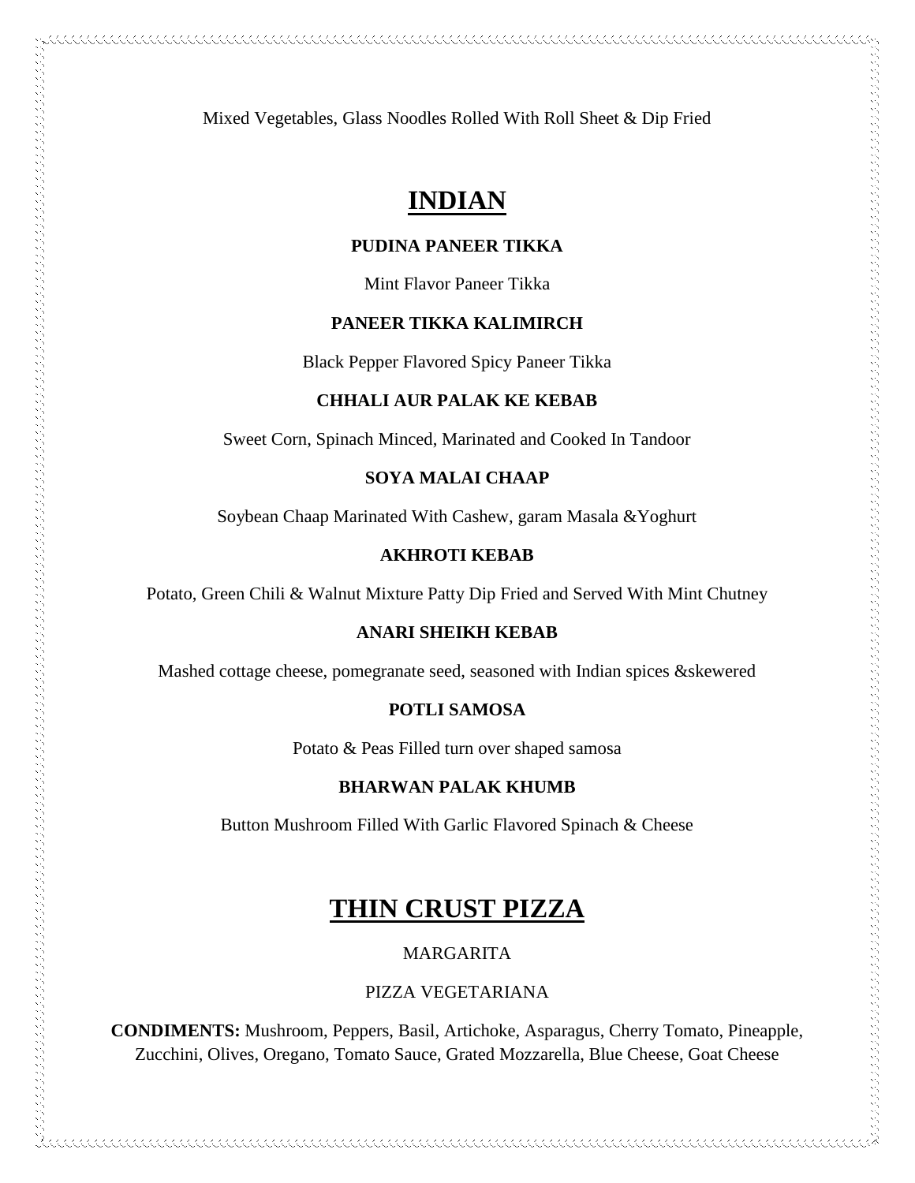Mixed Vegetables, Glass Noodles Rolled With Roll Sheet & Dip Fried

# INDIAN

**PUDINA PANEER TIKKA**

Mint Flavor Paneer Tikka

**PANEER TIKKA KALIMIRCH**

Black Pepper Flavored Spicy Paneer Tikka

**CHHALI AUR PALAK KE KEBAB**

Sweet Corn, Spinach Minced, Marinated and Cooked In Tandoor

**SOYA MALAI CHAAP**

Soybean Chaap Marinated With Cashew, garam Masala &Yoghurt

**AKHROTI KEBAB**

Potato, Green Chili & Walnut Mixture Patty Dip Fried and Served With Mint Chutney

**ANARI SHEIKH KEBAB**

Mashed cottage cheese, pomegranate seed, seasoned with Indian spices &skewered

**POTLI SAMOSA**

Potato & Peas Filled turn over shaped samosa

**BHARWAN PALAK KHUMB**

Button Mushroom Filled With Garlic Flavored Spinach & Cheese

# THIN CRUST PIZZA

MARGARITA

PIZZA VEGETARIANA

**CONDIMENTS:** Mushroom, Peppers, Basil, Artichoke, Asparagus, Cherry Tomato, Pineapple, Zucchini, Olives, Oregano, Tomato Sauce, Grated Mozzarella, Blue Cheese, Goat Cheese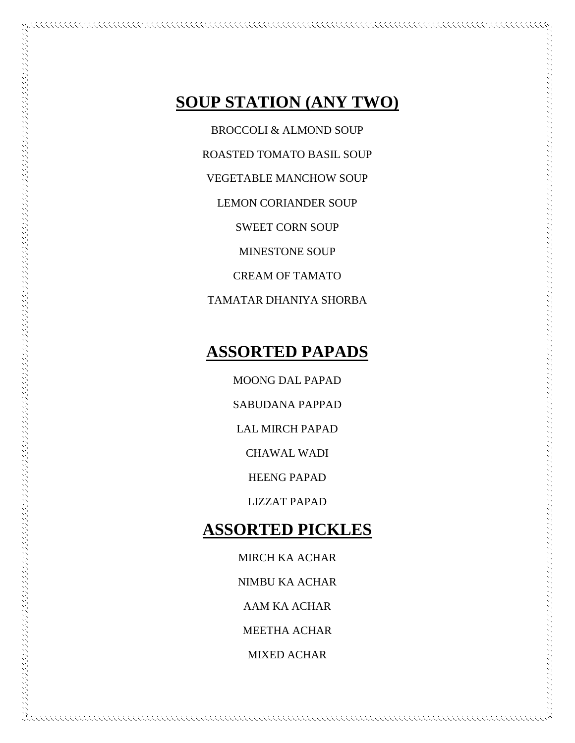## SOUP STATION (ANY TWO)

BROCCOLI & ALMOND SOUP

ROASTED TOMATO BASIL SOUP

VEGETABLE MANCHOW SOUP

LEMON CORIANDER SOUP

SWEET CORN SOUP

MINESTONE SOUP

CREAM OF TAMATO

TAMATAR DHANIYA SHORBA

## ASSORTED PAPADS

MOONG DAL PAPAD

SABUDANA PAPPAD

LAL MIRCH PAPAD

CHAWAL WADI

HEENG PAPAD

LIZZAT PAPAD

## ASSORTED PICKLES

MIRCH KA ACHAR

NIMBU KA ACHAR

AAM KA ACHAR

MEETHA ACHAR

MIXED ACHAR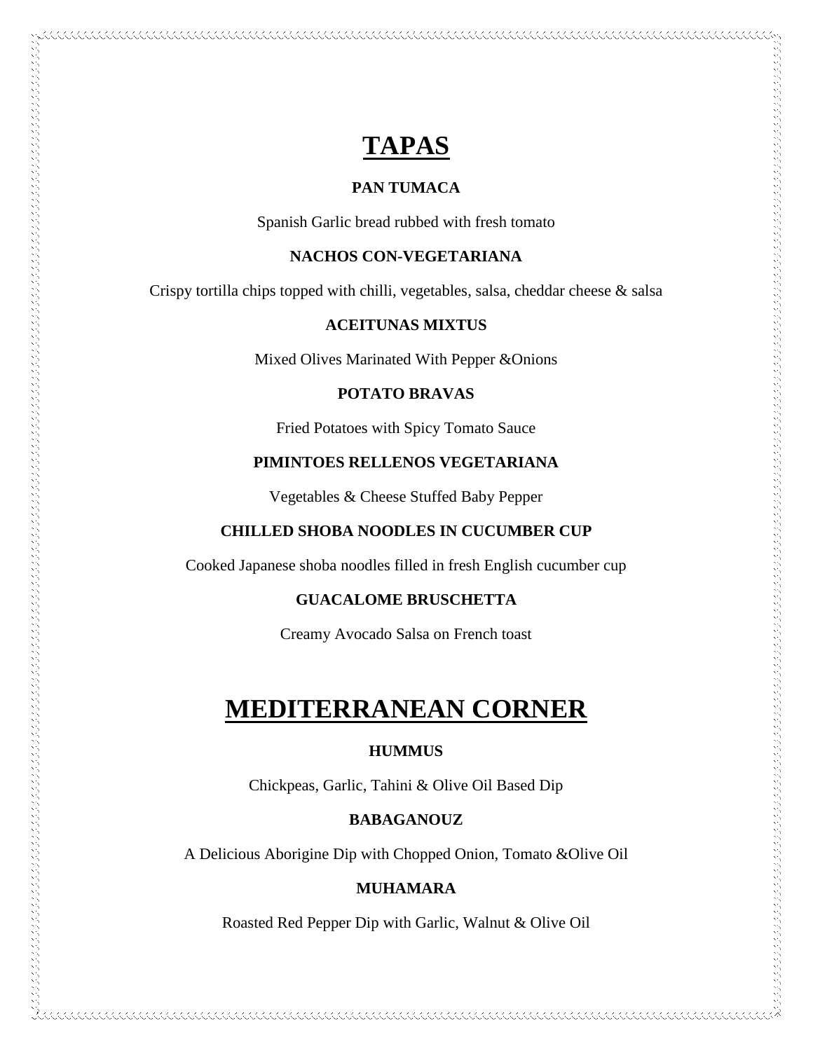# TAPAS

**PAN TUMACA**

Spanish Garlic bread rubbed with fresh tomato

**NACHOS CON-VEGETARIANA**

Crispy tortilla chips topped with chilli, vegetables, salsa, cheddar cheese & salsa

**ACEITUNAS MIXTUS**

Mixed Olives Marinated With Pepper &Onions

**POTATO BRAVAS**

Fried Potatoes with Spicy Tomato Sauce

**PIMINTOES RELLENOS VEGETARIANA**

Vegetables & Cheese Stuffed Baby Pepper

**CHILLED SHOBA NOODLES IN CUCUMBER CUP**

Cooked Japanese shoba noodles filled in fresh English cucumber cup

**GUACALOME BRUSCHETTA**

Creamy Avocado Salsa on French toast

# MEDITERRANEAN CORNER

**HUMMUS**

Chickpeas, Garlic, Tahini & Olive Oil Based Dip

**BABAGANOUZ**

A Delicious Aborigine Dip with Chopped Onion, Tomato &Olive Oil

**MUHAMARA**

Roasted Red Pepper Dip with Garlic, Walnut & Olive Oil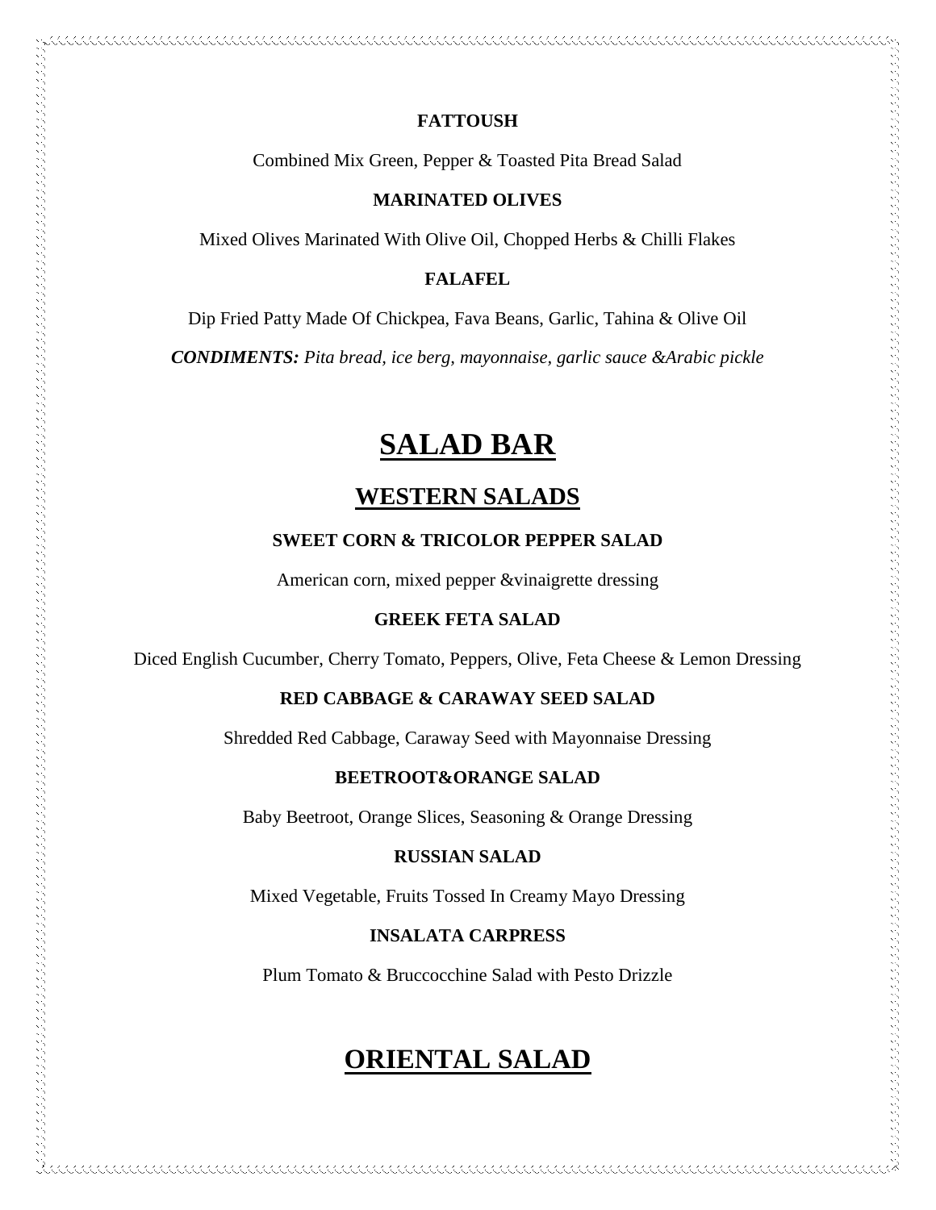**FATTOUSH**

Combined Mix Green, Pepper & Toasted Pita Bread Salad

**MARINATED OLIVES**

Mixed Olives Marinated With Olive Oil, Chopped Herbs & Chilli Flakes

**FALAFEL**

Dip Fried Patty Made Of Chickpea, Fava Beans, Garlic, Tahina & Olive Oil

***CONDIMENTS:** Pita bread, ice berg, mayonnaise, garlic sauce &Arabic pickle*

# SALAD BAR

## WESTERN SALADS

**SWEET CORN & TRICOLOR PEPPER SALAD**

American corn, mixed pepper &vinaigrette dressing

**GREEK FETA SALAD**

Diced English Cucumber, Cherry Tomato, Peppers, Olive, Feta Cheese & Lemon Dressing

**RED CABBAGE & CARAWAY SEED SALAD**

Shredded Red Cabbage, Caraway Seed with Mayonnaise Dressing

**BEETROOT&ORANGE SALAD**

Baby Beetroot, Orange Slices, Seasoning & Orange Dressing

**RUSSIAN SALAD**

Mixed Vegetable, Fruits Tossed In Creamy Mayo Dressing

**INSALATA CARPRESS**

Plum Tomato & Bruccocchine Salad with Pesto Drizzle

## ORIENTAL SALAD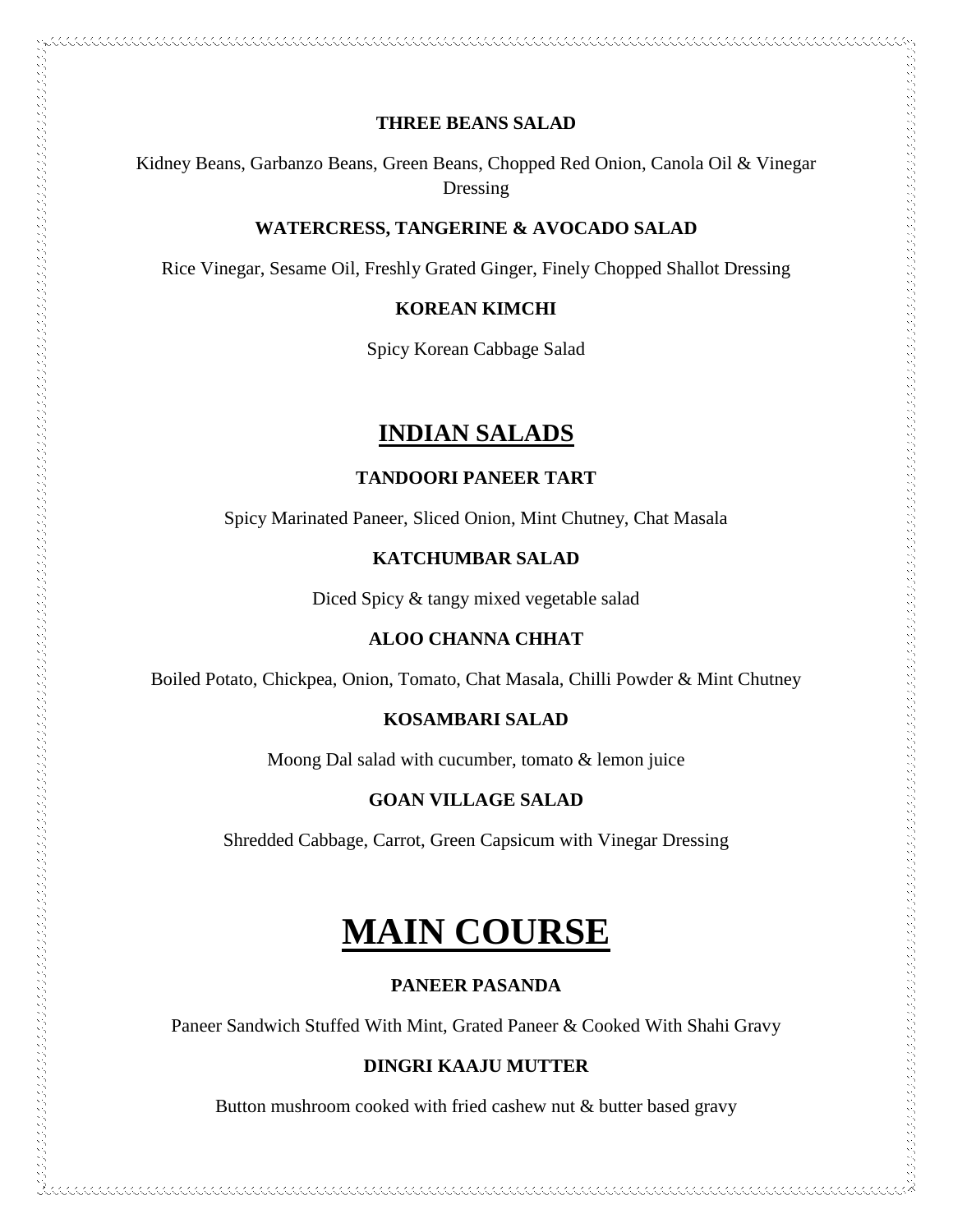**THREE BEANS SALAD**

Kidney Beans, Garbanzo Beans, Green Beans, Chopped Red Onion, Canola Oil & Vinegar Dressing

**WATERCRESS, TANGERINE & AVOCADO SALAD**

Rice Vinegar, Sesame Oil, Freshly Grated Ginger, Finely Chopped Shallot Dressing

**KOREAN KIMCHI**

Spicy Korean Cabbage Salad

## INDIAN SALADS

**TANDOORI PANEER TART**

Spicy Marinated Paneer, Sliced Onion, Mint Chutney, Chat Masala

**KATCHUMBAR SALAD**

Diced Spicy & tangy mixed vegetable salad

**ALOO CHANNA CHHAT**

Boiled Potato, Chickpea, Onion, Tomato, Chat Masala, Chilli Powder & Mint Chutney

**KOSAMBARI SALAD**

Moong Dal salad with cucumber, tomato & lemon juice

**GOAN VILLAGE SALAD**

Shredded Cabbage, Carrot, Green Capsicum with Vinegar Dressing

# MAIN COURSE

**PANEER PASANDA**

Paneer Sandwich Stuffed With Mint, Grated Paneer & Cooked With Shahi Gravy

**DINGRI KAAJU MUTTER**

Button mushroom cooked with fried cashew nut & butter based gravy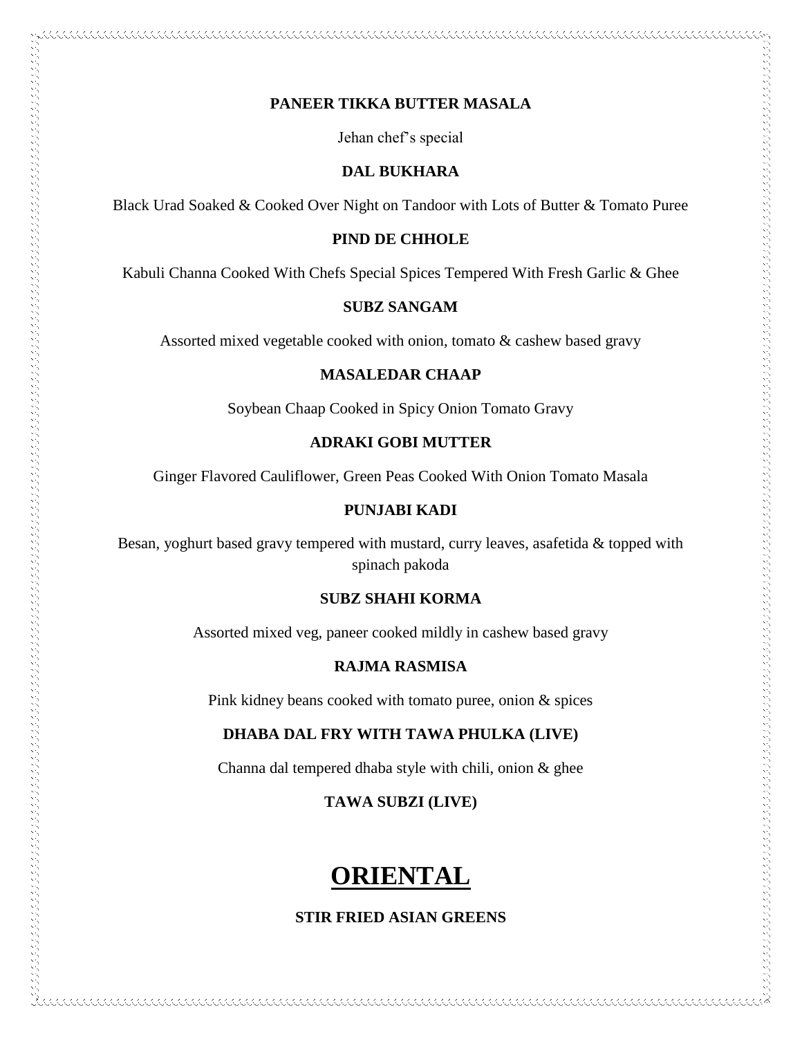**PANEER TIKKA BUTTER MASALA**

Jehan chef's special

**DAL BUKHARA**

Black Urad Soaked & Cooked Over Night on Tandoor with Lots of Butter & Tomato Puree

**PIND DE CHHOLE**

Kabuli Channa Cooked With Chefs Special Spices Tempered With Fresh Garlic & Ghee

**SUBZ SANGAM**

Assorted mixed vegetable cooked with onion, tomato & cashew based gravy

**MASALEDAR CHAAP**

Soybean Chaap Cooked in Spicy Onion Tomato Gravy

**ADRAKI GOBI MUTTER**

Ginger Flavored Cauliflower, Green Peas Cooked With Onion Tomato Masala

**PUNJABI KADI**

Besan, yoghurt based gravy tempered with mustard, curry leaves, asafetida & topped with spinach pakoda

**SUBZ SHAHI KORMA**

Assorted mixed veg, paneer cooked mildly in cashew based gravy

**RAJMA RASMISA**

Pink kidney beans cooked with tomato puree, onion & spices

**DHABA DAL FRY WITH TAWA PHULKA (LIVE)**

Channa dal tempered dhaba style with chili, onion & ghee

**TAWA SUBZI (LIVE)**

# ORIENTAL

**STIR FRIED ASIAN GREENS**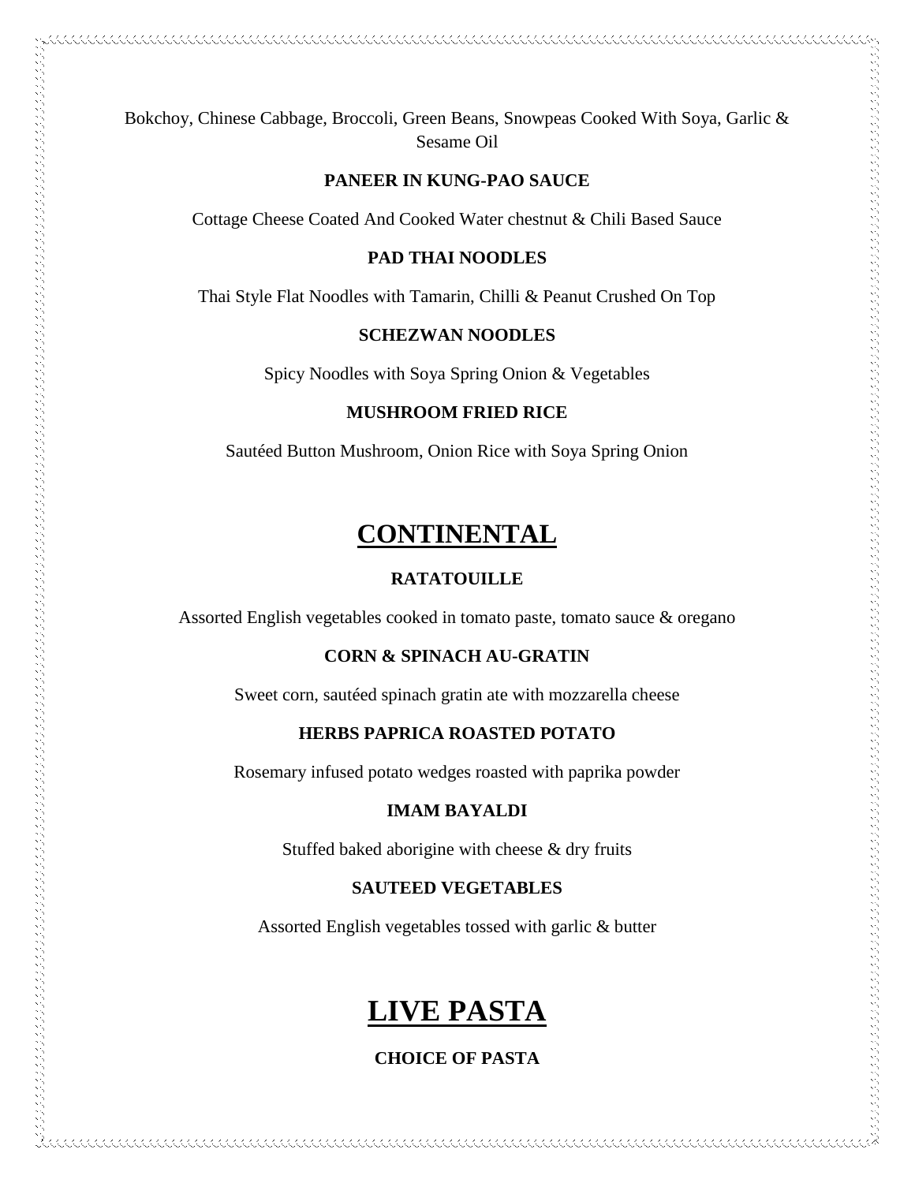Bokchoy, Chinese Cabbage, Broccoli, Green Beans, Snowpeas Cooked With Soya, Garlic & Sesame Oil

**PANEER IN KUNG-PAO SAUCE**

Cottage Cheese Coated And Cooked Water chestnut & Chili Based Sauce

**PAD THAI NOODLES**

Thai Style Flat Noodles with Tamarin, Chilli & Peanut Crushed On Top

**SCHEZWAN NOODLES**

Spicy Noodles with Soya Spring Onion & Vegetables

**MUSHROOM FRIED RICE**

Sautéed Button Mushroom, Onion Rice with Soya Spring Onion

# CONTINENTAL

**RATATOUILLE**

Assorted English vegetables cooked in tomato paste, tomato sauce & oregano

**CORN & SPINACH AU-GRATIN**

Sweet corn, sautéed spinach gratin ate with mozzarella cheese

**HERBS PAPRICA ROASTED POTATO**

Rosemary infused potato wedges roasted with paprika powder

**IMAM BAYALDI**

Stuffed baked aborigine with cheese & dry fruits

**SAUTEED VEGETABLES**

Assorted English vegetables tossed with garlic & butter

# LIVE PASTA

**CHOICE OF PASTA**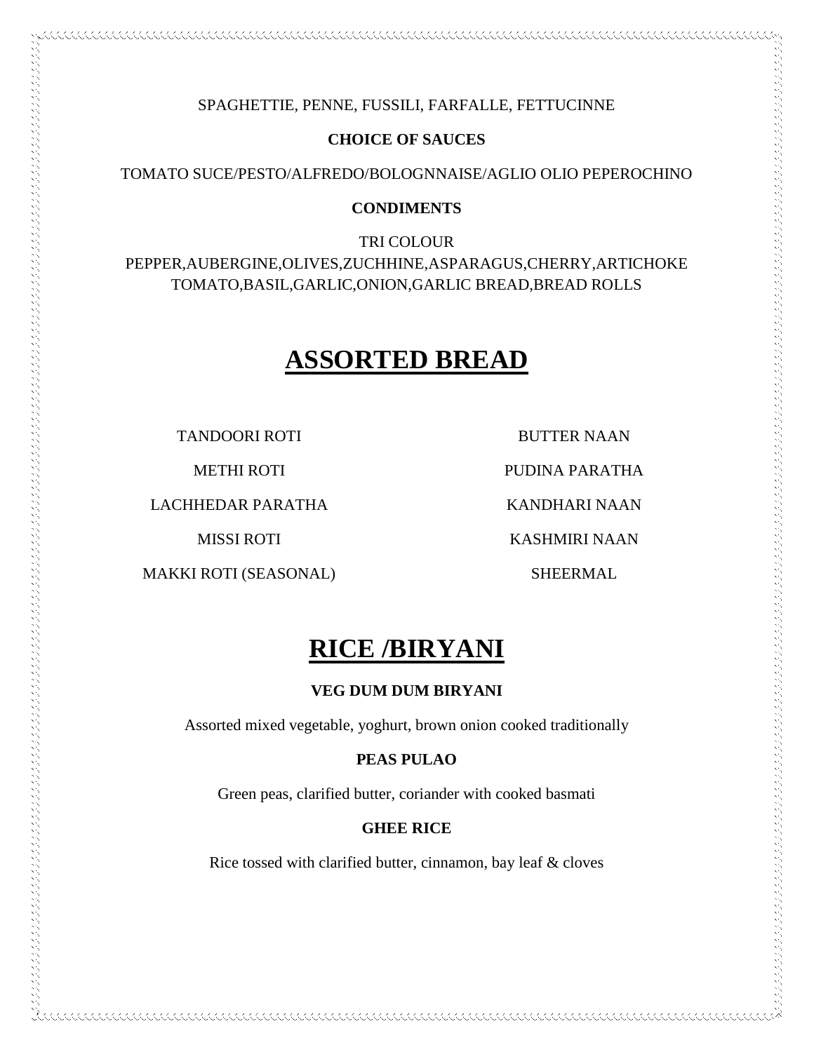SPAGHETTIE, PENNE, FUSSILI, FARFALLE, FETTUCINNE

**CHOICE OF SAUCES**

TOMATO SUCE/PESTO/ALFREDO/BOLOGNNAISE/AGLIO OLIO PEPEROCHINO

**CONDIMENTS**

TRI COLOUR
PEPPER,AUBERGINE,OLIVES,ZUCHHINE,ASPARAGUS,CHERRY,ARTICHOKE
TOMATO,BASIL,GARLIC,ONION,GARLIC BREAD,BREAD ROLLS

# ASSORTED BREAD

TANDOORI ROTI

METHI ROTI

LACHHEDAR PARATHA

MISSI ROTI

MAKKI ROTI (SEASONAL)

BUTTER NAAN

PUDINA PARATHA

KANDHARI NAAN

KASHMIRI NAAN

SHEERMAL

# RICE /BIRYANI

**VEG DUM DUM BIRYANI**

Assorted mixed vegetable, yoghurt, brown onion cooked traditionally

**PEAS PULAO**

Green peas, clarified butter, coriander with cooked basmati

**GHEE RICE**

Rice tossed with clarified butter, cinnamon, bay leaf & cloves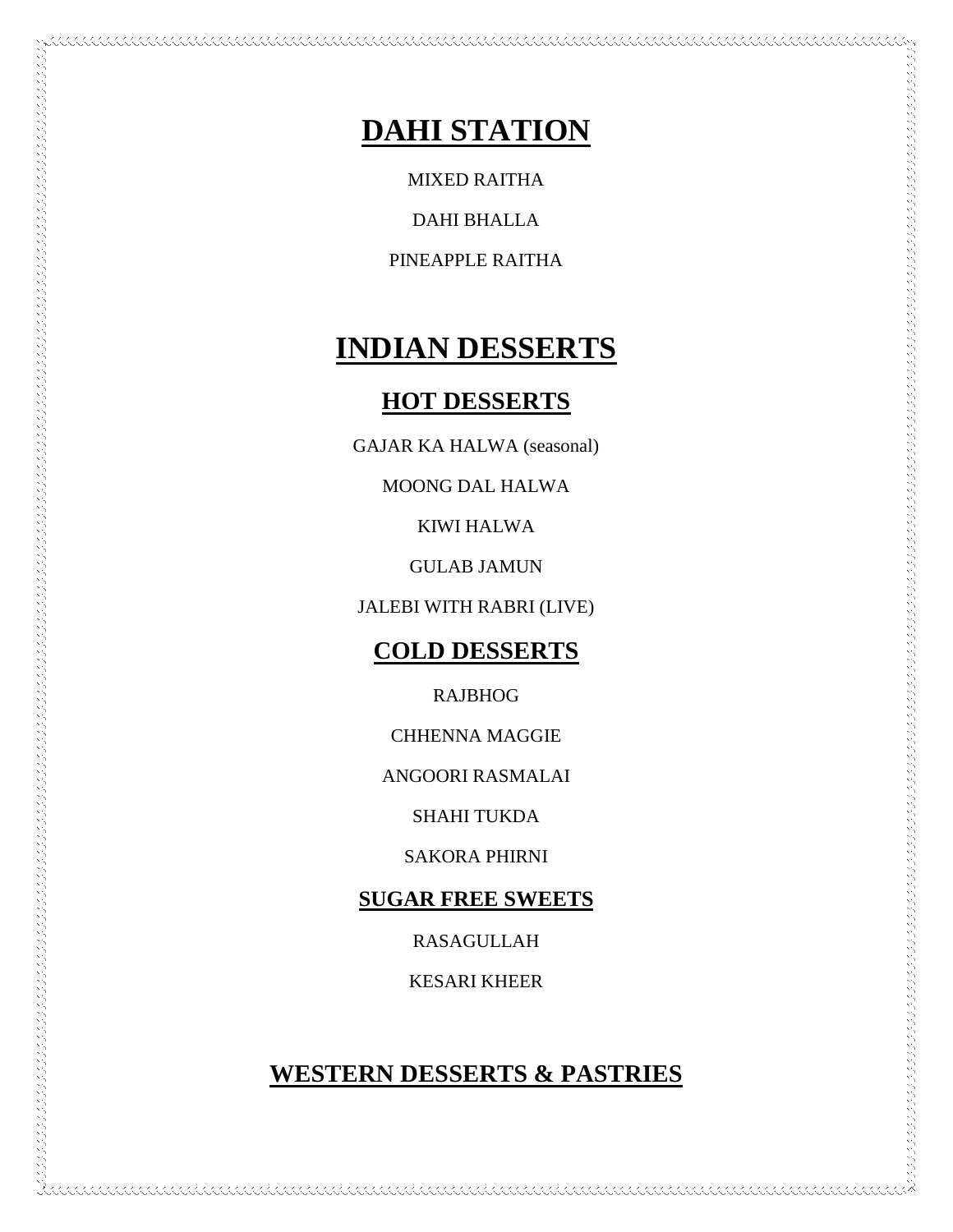# DAHI STATION

MIXED RAITHA

DAHI BHALLA

PINEAPPLE RAITHA

# INDIAN DESSERTS

## HOT DESSERTS

GAJAR KA HALWA (seasonal)

MOONG DAL HALWA

KIWI HALWA

GULAB JAMUN

JALEBI WITH RABRI (LIVE)

## COLD DESSERTS

RAJBHOG

CHHENNA MAGGIE

ANGOORI RASMALAI

SHAHI TUKDA

SAKORA PHIRNI

### SUGAR FREE SWEETS

RASAGULLAH

KESARI KHEER

## WESTERN DESSERTS & PASTRIES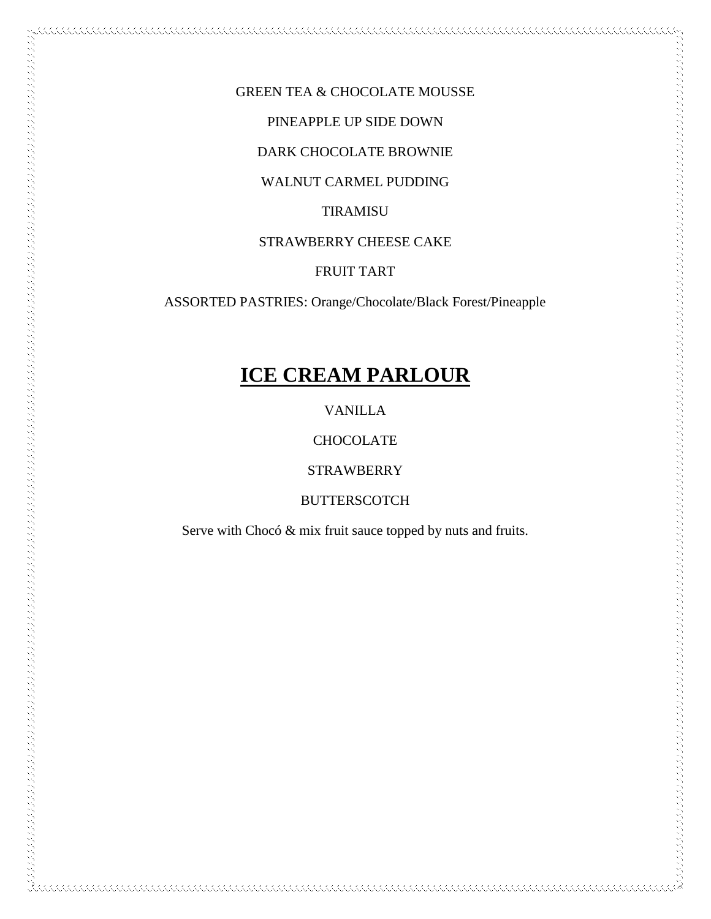GREEN TEA & CHOCOLATE MOUSSE

PINEAPPLE UP SIDE DOWN

DARK CHOCOLATE BROWNIE

WALNUT CARMEL PUDDING

TIRAMISU

STRAWBERRY CHEESE CAKE

FRUIT TART

ASSORTED PASTRIES: Orange/Chocolate/Black Forest/Pineapple

# ICE CREAM PARLOUR

VANILLA

CHOCOLATE

STRAWBERRY

BUTTERSCOTCH

Serve with Chocó & mix fruit sauce topped by nuts and fruits.